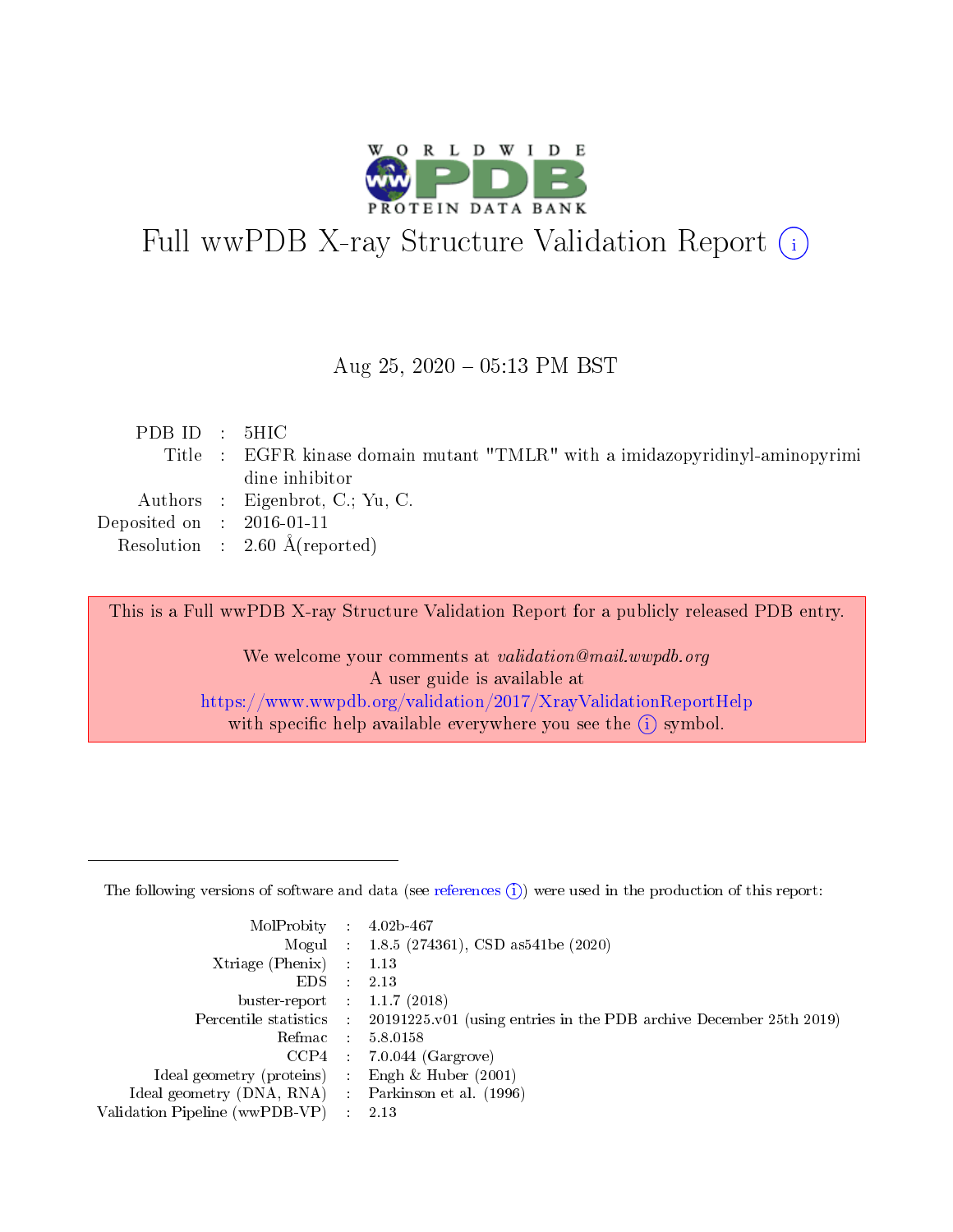# Full wwPDB X-ray Structure Validation Report

Aug 25, 2020 – 05:13 PM BST

| | | |
|---|---|---|
| PDB ID | : | 5HIC |
| Title | : | EGFR kinase domain mutant "TMLR" with a imidazopyridinyl-aminopyrimidine inhibitor |
| Authors | : | Eigenbrot, C.; Yu, C. |
| Deposited on | : | 2016-01-11 |
| Resolution | : | 2.60 Å(reported) |

This is a Full wwPDB X-ray Structure Validation Report for a publicly released PDB entry.

We welcome your comments at *validation@mail.wwpdb.org*
A user guide is available at
https://www.wwpdb.org/validation/2017/XrayValidationReportHelp
with specific help available everywhere you see the (i) symbol.

The following versions of software and data (see references (i)) were used in the production of this report:

| | | |
|---|---|---|
| MolProbity | : | 4.02b-467 |
| Mogul | : | 1.8.5 (274361), CSD as541be (2020) |
| Xtriage (Phenix) | : | 1.13 |
| EDS | : | 2.13 |
| buster-report | : | 1.1.7 (2018) |
| Percentile statistics | : | 20191225.v01 (using entries in the PDB archive December 25th 2019) |
| Refmac | : | 5.8.0158 |
| CCP4 | : | 7.0.044 (Gargrove) |
| Ideal geometry (proteins) | : | Engh & Huber (2001) |
| Ideal geometry (DNA, RNA) | : | Parkinson et al. (1996) |
| Validation Pipeline (wwPDB-VP) | : | 2.13 |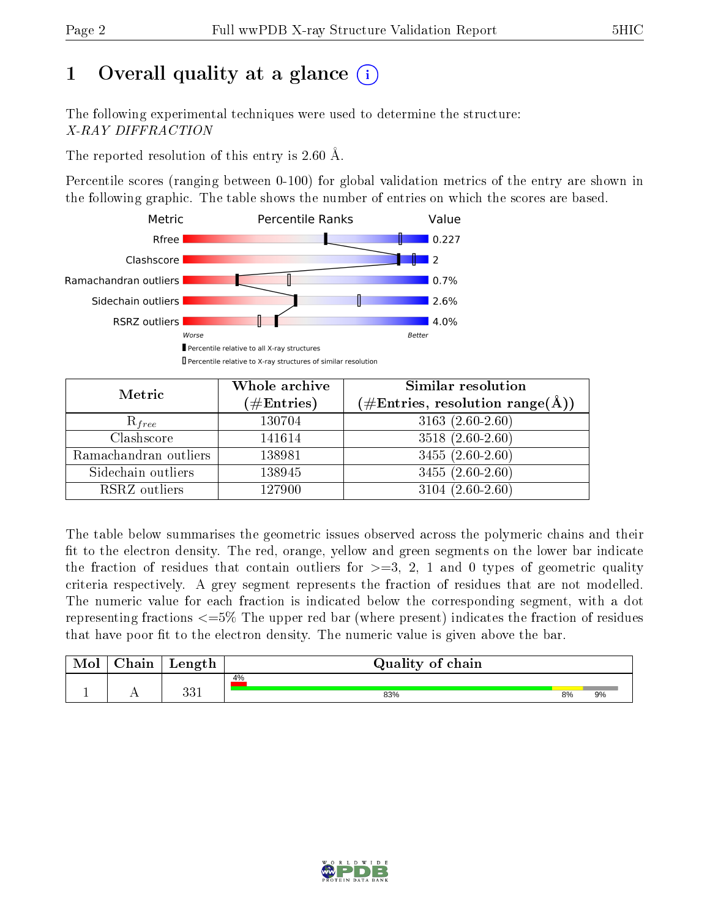# 1 Overall quality at a glance (i)

The following experimental techniques were used to determine the structure:
*X-RAY DIFFRACTION*

The reported resolution of this entry is 2.60 Å.

Percentile scores (ranging between 0-100) for global validation metrics of the entry are shown in the following graphic. The table shows the number of entries on which the scores are based.

| Metric | Value |
|---|---|
| Rfree | 0.227 |
| Clashscore | 2 |
| Ramachandran outliers | 0.7% |
| Sidechain outliers | 2.6% |
| RSRZ outliers | 4.0% |

▮ Percentile relative to all X-ray structures
▯ Percentile relative to X-ray structures of similar resolution

| Metric | Whole archive (#Entries) | Similar resolution (#Entries, resolution range(Å)) |
|---|---|---|
| $R_{free}$ | 130704 | 3163 (2.60-2.60) |
| Clashscore | 141614 | 3518 (2.60-2.60) |
| Ramachandran outliers | 138981 | 3455 (2.60-2.60) |
| Sidechain outliers | 138945 | 3455 (2.60-2.60) |
| RSRZ outliers | 127900 | 3104 (2.60-2.60) |

The table below summarises the geometric issues observed across the polymeric chains and their fit to the electron density. The red, orange, yellow and green segments on the lower bar indicate the fraction of residues that contain outliers for >=3, 2, 1 and 0 types of geometric quality criteria respectively. A grey segment represents the fraction of residues that are not modelled. The numeric value for each fraction is indicated below the corresponding segment, with a dot representing fractions <=5% The upper red bar (where present) indicates the fraction of residues that have poor fit to the electron density. The numeric value is given above the bar.

| Mol | Chain | Length | Quality of chain |
|---|---|---|---|
| 1 | A | 331 | 4% / 83% / 8% / 9% |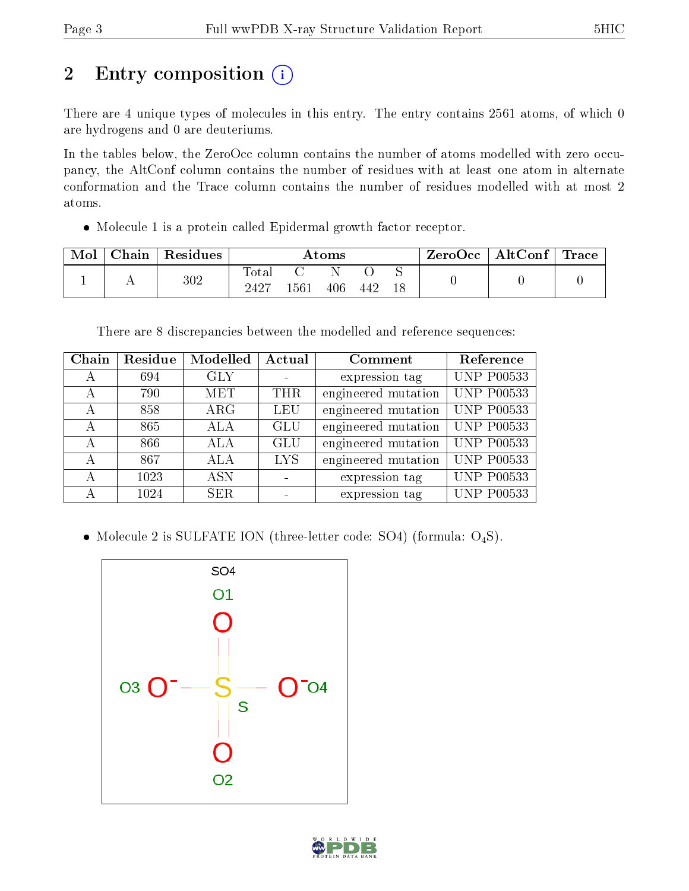# 2 Entry composition (i)

There are 4 unique types of molecules in this entry. The entry contains 2561 atoms, of which 0 are hydrogens and 0 are deuteriums.

In the tables below, the ZeroOcc column contains the number of atoms modelled with zero occupancy, the AltConf column contains the number of residues with at least one atom in alternate conformation and the Trace column contains the number of residues modelled with at most 2 atoms.

- Molecule 1 is a protein called Epidermal growth factor receptor.

| Mol | Chain | Residues | Atoms | | | | | ZeroOcc | AltConf | Trace |
|---|---|---|---|---|---|---|---|---|---|---|
| | | | Total | C | N | O | S | | | |
| 1 | A | 302 | 2427 | 1561 | 406 | 442 | 18 | 0 | 0 | 0 |

There are 8 discrepancies between the modelled and reference sequences:

| Chain | Residue | Modelled | Actual | Comment | Reference |
|---|---|---|---|---|---|
| A | 694 | GLY | - | expression tag | UNP P00533 |
| A | 790 | MET | THR | engineered mutation | UNP P00533 |
| A | 858 | ARG | LEU | engineered mutation | UNP P00533 |
| A | 865 | ALA | GLU | engineered mutation | UNP P00533 |
| A | 866 | ALA | GLU | engineered mutation | UNP P00533 |
| A | 867 | ALA | LYS | engineered mutation | UNP P00533 |
| A | 1023 | ASN | - | expression tag | UNP P00533 |
| A | 1024 | SER | - | expression tag | UNP P00533 |

- Molecule 2 is SULFATE ION (three-letter code: SO4) (formula: $O_4S$).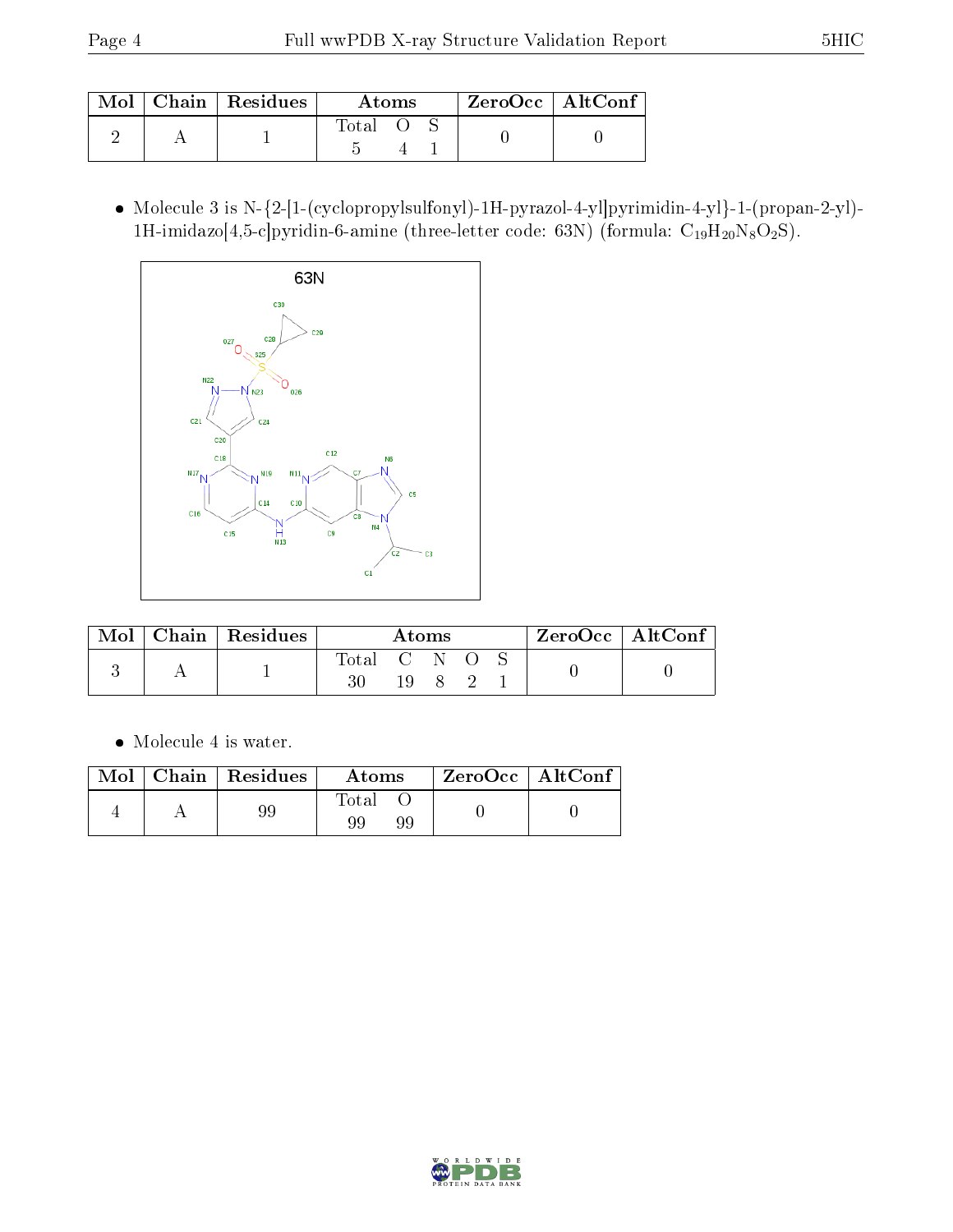| Mol | Chain | Residues | Atoms | | | ZeroOcc | AltConf |
|---|---|---|---|---|---|---|---|
| | | | Total | O | S | | |
| 2 | A | 1 | 5 | 4 | 1 | 0 | 0 |

- Molecule 3 is N-{2-[1-(cyclopropylsulfonyl)-1H-pyrazol-4-yl]pyrimidin-4-yl}-1-(propan-2-yl)-1H-imidazo[4,5-c]pyridin-6-amine (three-letter code: 63N) (formula: $C_{19}H_{20}N_8O_2S$).

| Mol | Chain | Residues | Atoms | | | | | ZeroOcc | AltConf |
|---|---|---|---|---|---|---|---|---|---|
| | | | Total | C | N | O | S | | |
| 3 | A | 1 | 30 | 19 | 8 | 2 | 1 | 0 | 0 |

- Molecule 4 is water.

| Mol | Chain | Residues | Atoms | | ZeroOcc | AltConf |
|---|---|---|---|---|---|---|
| | | | Total | O | | |
| 4 | A | 99 | 99 | 99 | 0 | 0 |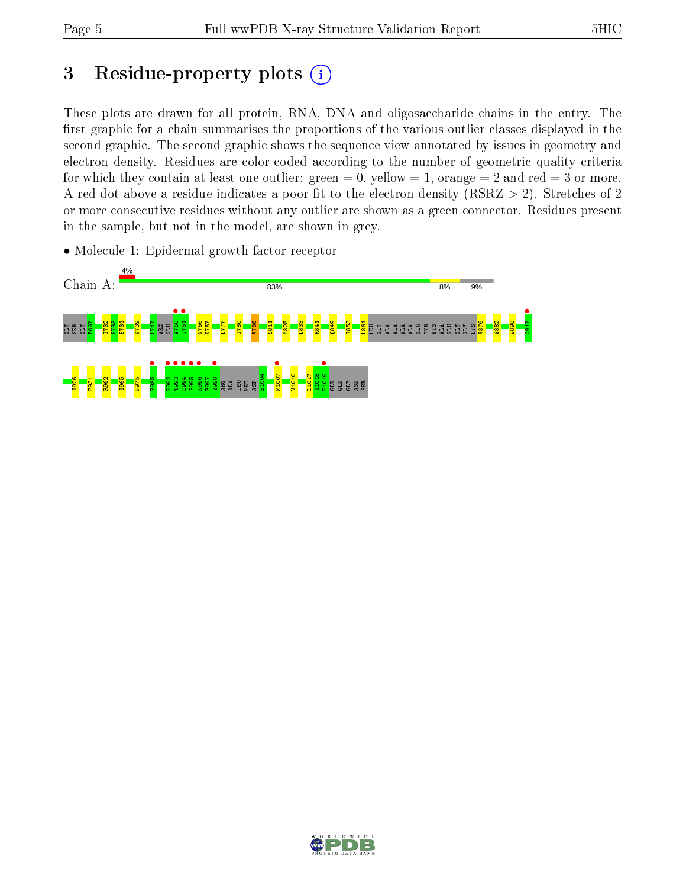# 3 Residue-property plots

These plots are drawn for all protein, RNA, DNA and oligosaccharide chains in the entry. The first graphic for a chain summarises the proportions of the various outlier classes displayed in the second graphic. The second graphic shows the sequence view annotated by issues in geometry and electron density. Residues are color-coded according to the number of geometric quality criteria for which they contain at least one outlier: green = 0, yellow = 1, orange = 2 and red = 3 or more. A red dot above a residue indicates a poor fit to the electron density (RSRZ > 2). Stretches of 2 or more consecutive residues without any outlier are shown as a green connector. Residues present in the sample, but not in the model, are shown in grey.

- Molecule 1: Epidermal growth factor receptor

Chain A: 4% | 83% | 8% | 9%

GLY SER GLY E697 I732 P733 E734 K739 L747 ARG GLU A750 T751 N756 K757 L777 I780 V786 S811 M825 L833 R841 Q849 I853 L861 LEU GLY ALA ALA ALA ALA GLU TYR HIS ALA GLU GLY GLY LYS V876 A882 W898 G917 I926 E931 R962 I965 P975 E985 F992 T993 D994 S995 N996 F997 Y998 ARG ALA LEU MET ASP E1004 M1007 V1010 L1017 I1018 P1019 GLN GLN GLY ASN SER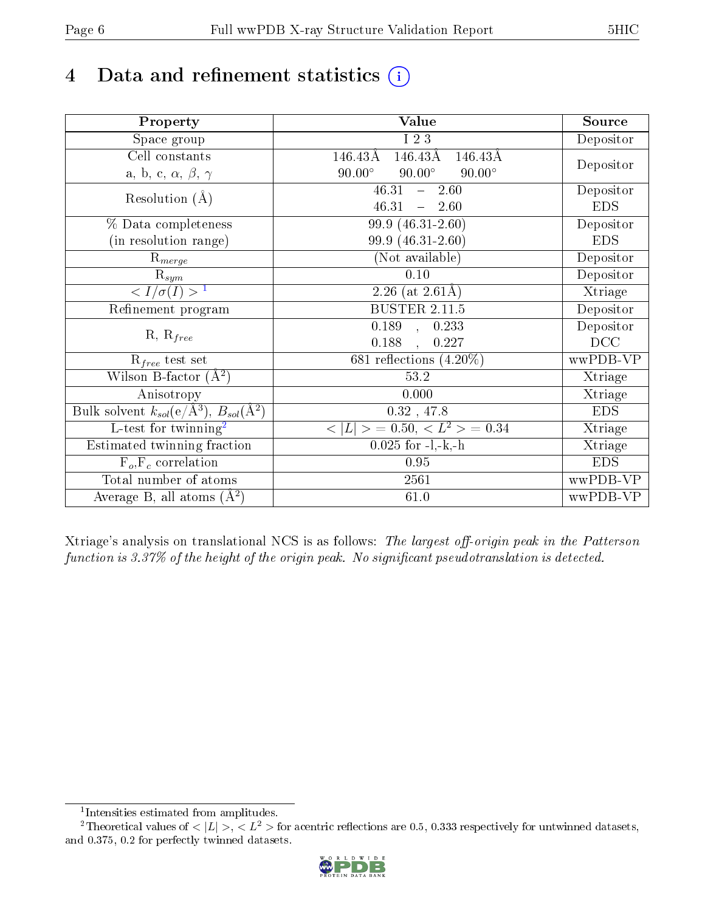# 4 Data and refinement statistics

| Property | Value | Source |
|---|---|---|
| Space group | I 2 3 | Depositor |
| Cell constants<br>a, b, c, $\alpha$, $\beta$, $\gamma$ | 146.43Å 146.43Å 146.43Å<br>90.00° 90.00° 90.00° | Depositor |
| Resolution (Å) | 46.31 – 2.60<br>46.31 – 2.60 | Depositor<br>EDS |
| % Data completeness<br>(in resolution range) | 99.9 (46.31-2.60)<br>99.9 (46.31-2.60) | Depositor<br>EDS |
| $R_{merge}$ | (Not available) | Depositor |
| $R_{sym}$ | 0.10 | Depositor |
| $< I/\sigma(I) >$ [1] | 2.26 (at 2.61Å) | Xtriage |
| Refinement program | BUSTER 2.11.5 | Depositor |
| R, $R_{free}$ | 0.189 , 0.233<br>0.188 , 0.227 | Depositor<br>DCC |
| $R_{free}$ test set | 681 reflections (4.20%) | wwPDB-VP |
| Wilson B-factor (Å$^2$) | 53.2 | Xtriage |
| Anisotropy | 0.000 | Xtriage |
| Bulk solvent $k_{sol}$(e/Å$^3$), $B_{sol}$(Å$^2$) | 0.32 , 47.8 | EDS |
| L-test for twinning[2] | $< \lvert L \rvert > = 0.50$, $< L^2 > = 0.34$ | Xtriage |
| Estimated twinning fraction | 0.025 for -l,-k,-h | Xtriage |
| $F_o$,$F_c$ correlation | 0.95 | EDS |
| Total number of atoms | 2561 | wwPDB-VP |
| Average B, all atoms (Å$^2$) | 61.0 | wwPDB-VP |

Xtriage's analysis on translational NCS is as follows: *The largest off-origin peak in the Patterson function is 3.37% of the height of the origin peak. No significant pseudotranslation is detected.*

[1] Intensities estimated from amplitudes.

[2] Theoretical values of $< \lvert L \rvert >$, $< L^2 >$ for acentric reflections are 0.5, 0.333 respectively for untwinned datasets, and 0.375, 0.2 for perfectly twinned datasets.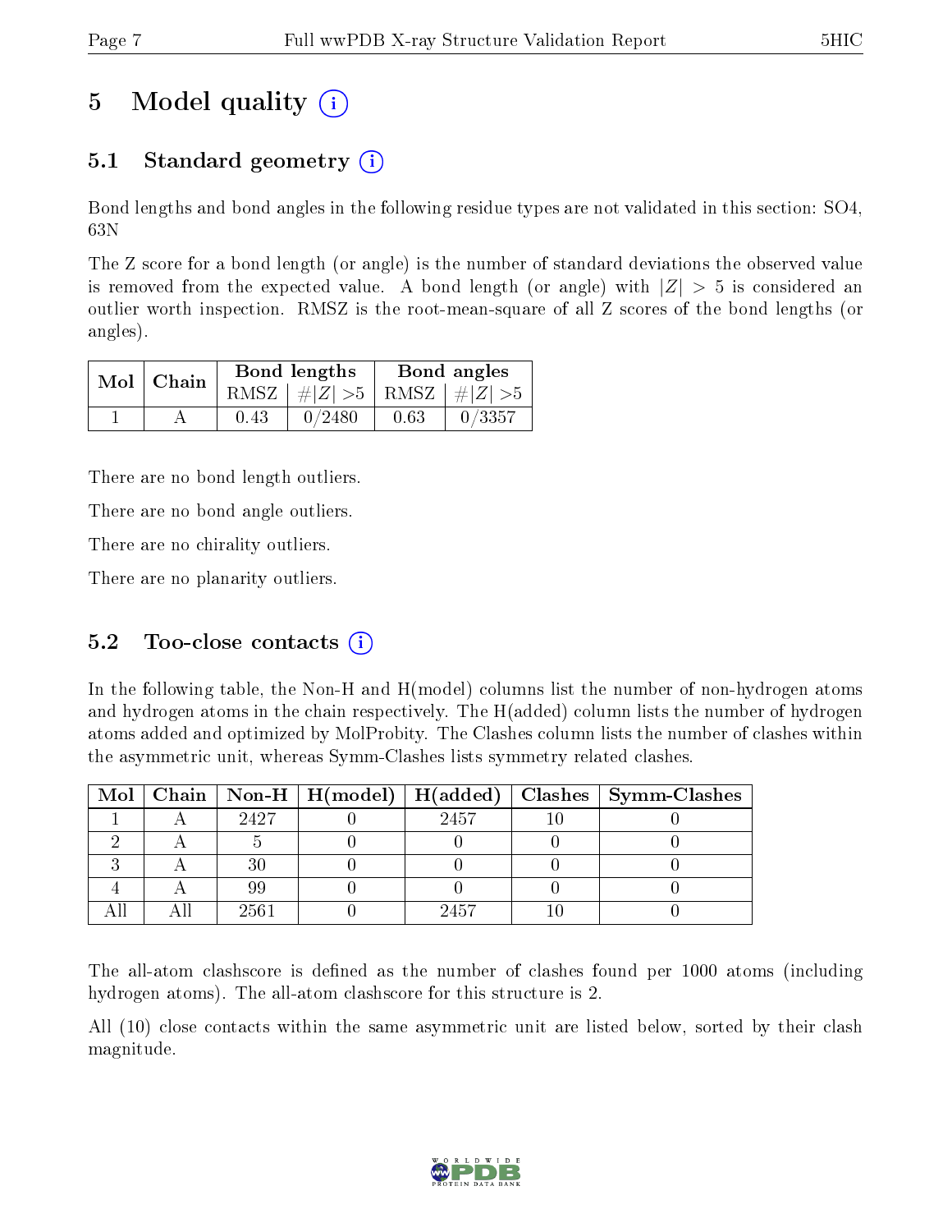# 5 Model quality

## 5.1 Standard geometry

Bond lengths and bond angles in the following residue types are not validated in this section: SO4, 63N

The Z score for a bond length (or angle) is the number of standard deviations the observed value is removed from the expected value. A bond length (or angle) with $|Z| > 5$ is considered an outlier worth inspection. RMSZ is the root-mean-square of all Z scores of the bond lengths (or angles).

| Mol | Chain | Bond lengths | | Bond angles | |
|---|---|---|---|---|---|
| | | RMSZ | #$\|Z\|$ >5 | RMSZ | #$\|Z\|$ >5 |
| 1 | A | 0.43 | 0/2480 | 0.63 | 0/3357 |

There are no bond length outliers.

There are no bond angle outliers.

There are no chirality outliers.

There are no planarity outliers.

## 5.2 Too-close contacts

In the following table, the Non-H and H(model) columns list the number of non-hydrogen atoms and hydrogen atoms in the chain respectively. The H(added) column lists the number of hydrogen atoms added and optimized by MolProbity. The Clashes column lists the number of clashes within the asymmetric unit, whereas Symm-Clashes lists symmetry related clashes.

| Mol | Chain | Non-H | H(model) | H(added) | Clashes | Symm-Clashes |
|---|---|---|---|---|---|---|
| 1 | A | 2427 | 0 | 2457 | 10 | 0 |
| 2 | A | 5 | 0 | 0 | 0 | 0 |
| 3 | A | 30 | 0 | 0 | 0 | 0 |
| 4 | A | 99 | 0 | 0 | 0 | 0 |
| All | All | 2561 | 0 | 2457 | 10 | 0 |

The all-atom clashscore is defined as the number of clashes found per 1000 atoms (including hydrogen atoms). The all-atom clashscore for this structure is 2.

All (10) close contacts within the same asymmetric unit are listed below, sorted by their clash magnitude.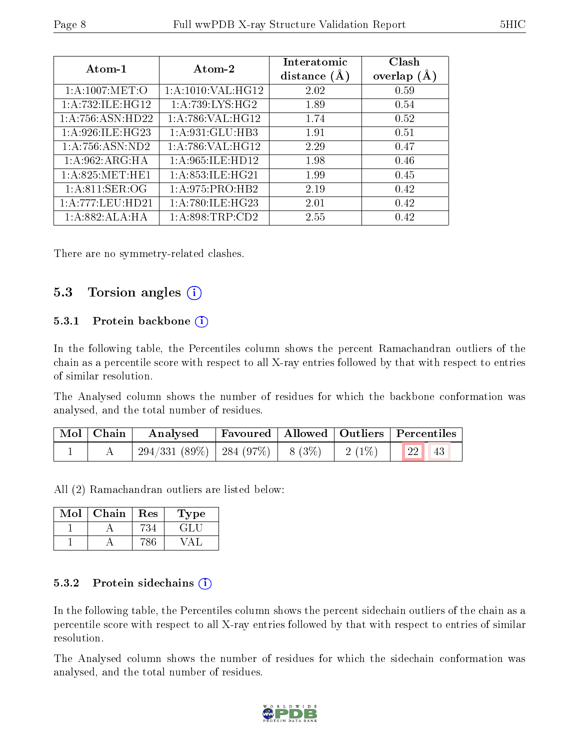| Atom-1 | Atom-2 | Interatomic distance (Å) | Clash overlap (Å) |
|---|---|---|---|
| 1:A:1007:MET:O | 1:A:1010:VAL:HG12 | 2.02 | 0.59 |
| 1:A:732:ILE:HG12 | 1:A:739:LYS:HG2 | 1.89 | 0.54 |
| 1:A:756:ASN:HD22 | 1:A:786:VAL:HG12 | 1.74 | 0.52 |
| 1:A:926:ILE:HG23 | 1:A:931:GLU:HB3 | 1.91 | 0.51 |
| 1:A:756:ASN:ND2 | 1:A:786:VAL:HG12 | 2.29 | 0.47 |
| 1:A:962:ARG:HA | 1:A:965:ILE:HD12 | 1.98 | 0.46 |
| 1:A:825:MET:HE1 | 1:A:853:ILE:HG21 | 1.99 | 0.45 |
| 1:A:811:SER:OG | 1:A:975:PRO:HB2 | 2.19 | 0.42 |
| 1:A:777:LEU:HD21 | 1:A:780:ILE:HG23 | 2.01 | 0.42 |
| 1:A:882:ALA:HA | 1:A:898:TRP:CD2 | 2.55 | 0.42 |

There are no symmetry-related clashes.

## 5.3 Torsion angles

### 5.3.1 Protein backbone

In the following table, the Percentiles column shows the percent Ramachandran outliers of the chain as a percentile score with respect to all X-ray entries followed by that with respect to entries of similar resolution.

The Analysed column shows the number of residues for which the backbone conformation was analysed, and the total number of residues.

| Mol | Chain | Analysed | Favoured | Allowed | Outliers | Percentiles | |
|---|---|---|---|---|---|---|---|
| 1 | A | 294/331 (89%) | 284 (97%) | 8 (3%) | 2 (1%) | 22 | 43 |

All (2) Ramachandran outliers are listed below:

| Mol | Chain | Res | Type |
|---|---|---|---|
| 1 | A | 734 | GLU |
| 1 | A | 786 | VAL |

### 5.3.2 Protein sidechains

In the following table, the Percentiles column shows the percent sidechain outliers of the chain as a percentile score with respect to all X-ray entries followed by that with respect to entries of similar resolution.

The Analysed column shows the number of residues for which the sidechain conformation was analysed, and the total number of residues.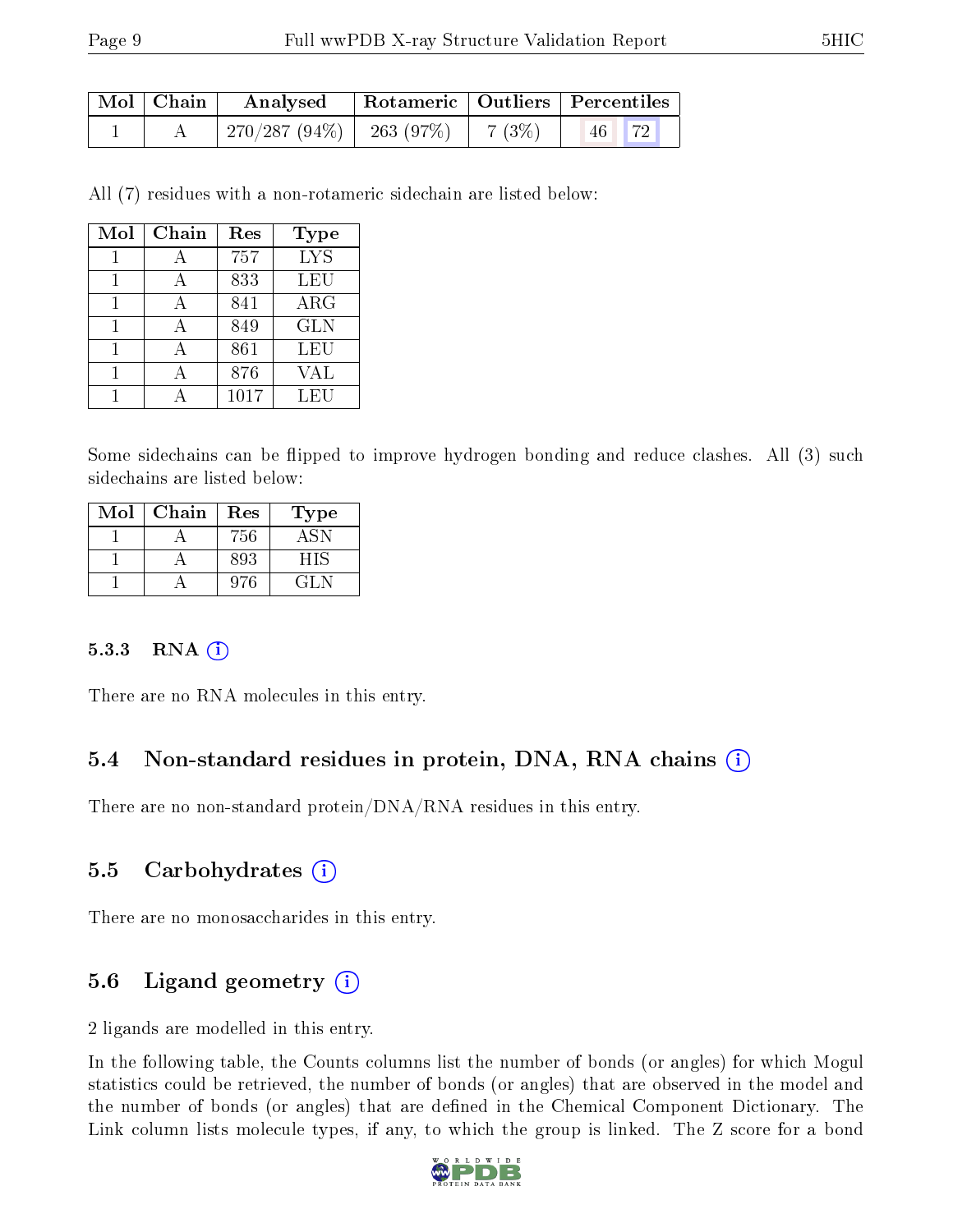| Mol | Chain | Analysed | Rotameric | Outliers | Percentiles | |
|---|---|---|---|---|---|---|
| 1 | A | 270/287 (94%) | 263 (97%) | 7 (3%) | 46 | 72 |

All (7) residues with a non-rotameric sidechain are listed below:

| Mol | Chain | Res | Type |
|---|---|---|---|
| 1 | A | 757 | LYS |
| 1 | A | 833 | LEU |
| 1 | A | 841 | ARG |
| 1 | A | 849 | GLN |
| 1 | A | 861 | LEU |
| 1 | A | 876 | VAL |
| 1 | A | 1017 | LEU |

Some sidechains can be flipped to improve hydrogen bonding and reduce clashes. All (3) such sidechains are listed below:

| Mol | Chain | Res | Type |
|---|---|---|---|
| 1 | A | 756 | ASN |
| 1 | A | 893 | HIS |
| 1 | A | 976 | GLN |

#### 5.3.3 RNA

There are no RNA molecules in this entry.

### 5.4 Non-standard residues in protein, DNA, RNA chains

There are no non-standard protein/DNA/RNA residues in this entry.

### 5.5 Carbohydrates

There are no monosaccharides in this entry.

### 5.6 Ligand geometry

2 ligands are modelled in this entry.

In the following table, the Counts columns list the number of bonds (or angles) for which Mogul statistics could be retrieved, the number of bonds (or angles) that are observed in the model and the number of bonds (or angles) that are defined in the Chemical Component Dictionary. The Link column lists molecule types, if any, to which the group is linked. The Z score for a bond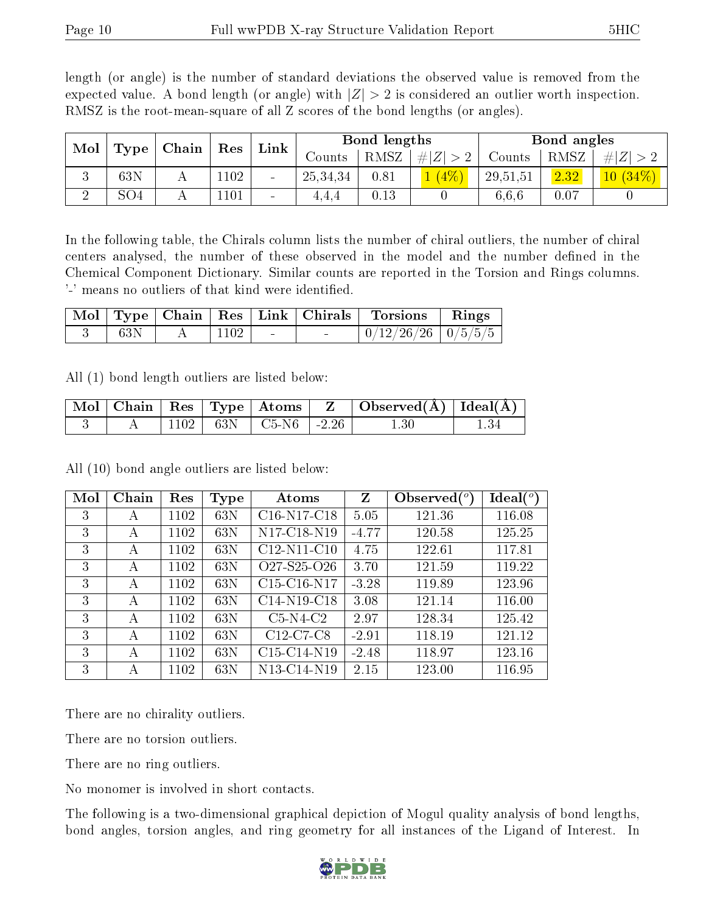length (or angle) is the number of standard deviations the observed value is removed from the expected value. A bond length (or angle) with $|Z| > 2$ is considered an outlier worth inspection. RMSZ is the root-mean-square of all Z scores of the bond lengths (or angles).

| Mol | Type | Chain | Res | Link | Bond lengths | | | Bond angles | | |
|---|---|---|---|---|---|---|---|---|---|---|
| | | | | | Counts | RMSZ | $\#\|Z\| > 2$ | Counts | RMSZ | $\#\|Z\| > 2$ |
| 3 | 63N | A | 1102 | - | 25,34,34 | 0.81 | 1 (4%) | 29,51,51 | 2.32 | 10 (34%) |
| 2 | SO4 | A | 1101 | - | 4,4,4 | 0.13 | 0 | 6,6,6 | 0.07 | 0 |

In the following table, the Chirals column lists the number of chiral outliers, the number of chiral centers analysed, the number of these observed in the model and the number defined in the Chemical Component Dictionary. Similar counts are reported in the Torsion and Rings columns. '-' means no outliers of that kind were identified.

| Mol | Type | Chain | Res | Link | Chirals | Torsions | Rings |
|---|---|---|---|---|---|---|---|
| 3 | 63N | A | 1102 | - | - | 0/12/26/26 | 0/5/5/5 |

All (1) bond length outliers are listed below:

| Mol | Chain | Res | Type | Atoms | Z | Observed(Å) | Ideal(Å) |
|---|---|---|---|---|---|---|---|
| 3 | A | 1102 | 63N | C5-N6 | -2.26 | 1.30 | 1.34 |

All (10) bond angle outliers are listed below:

| Mol | Chain | Res | Type | Atoms | Z | Observed($^o$) | Ideal($^o$) |
|---|---|---|---|---|---|---|---|
| 3 | A | 1102 | 63N | C16-N17-C18 | 5.05 | 121.36 | 116.08 |
| 3 | A | 1102 | 63N | N17-C18-N19 | -4.77 | 120.58 | 125.25 |
| 3 | A | 1102 | 63N | C12-N11-C10 | 4.75 | 122.61 | 117.81 |
| 3 | A | 1102 | 63N | O27-S25-O26 | 3.70 | 121.59 | 119.22 |
| 3 | A | 1102 | 63N | C15-C16-N17 | -3.28 | 119.89 | 123.96 |
| 3 | A | 1102 | 63N | C14-N19-C18 | 3.08 | 121.14 | 116.00 |
| 3 | A | 1102 | 63N | C5-N4-C2 | 2.97 | 128.34 | 125.42 |
| 3 | A | 1102 | 63N | C12-C7-C8 | -2.91 | 118.19 | 121.12 |
| 3 | A | 1102 | 63N | C15-C14-N19 | -2.48 | 118.97 | 123.16 |
| 3 | A | 1102 | 63N | N13-C14-N19 | 2.15 | 123.00 | 116.95 |

There are no chirality outliers.

There are no torsion outliers.

There are no ring outliers.

No monomer is involved in short contacts.

The following is a two-dimensional graphical depiction of Mogul quality analysis of bond lengths, bond angles, torsion angles, and ring geometry for all instances of the Ligand of Interest. In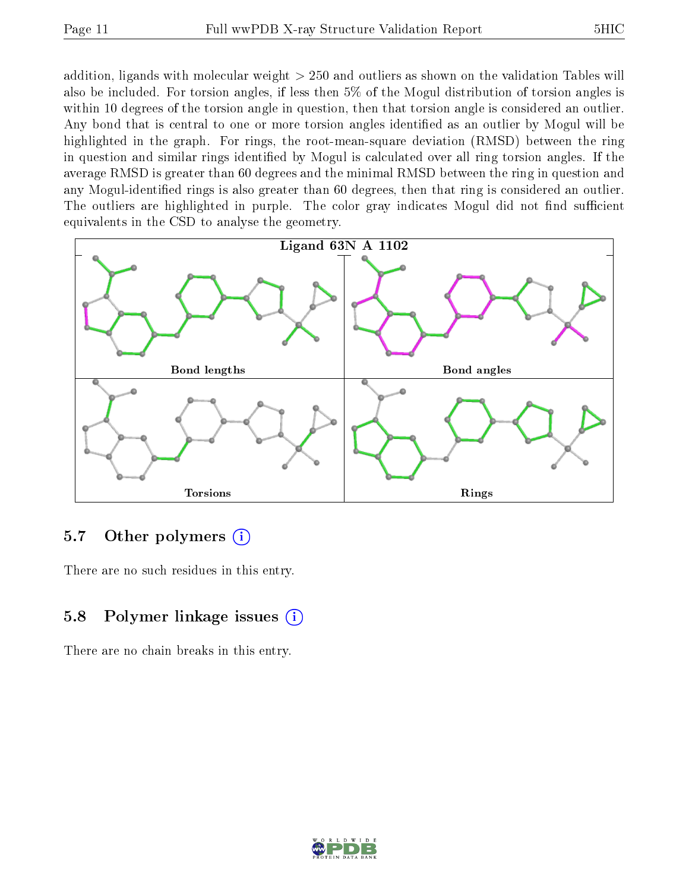addition, ligands with molecular weight > 250 and outliers as shown on the validation Tables will also be included. For torsion angles, if less then 5% of the Mogul distribution of torsion angles is within 10 degrees of the torsion angle in question, then that torsion angle is considered an outlier. Any bond that is central to one or more torsion angles identified as an outlier by Mogul will be highlighted in the graph. For rings, the root-mean-square deviation (RMSD) between the ring in question and similar rings identified by Mogul is calculated over all ring torsion angles. If the average RMSD is greater than 60 degrees and the minimal RMSD between the ring in question and any Mogul-identified rings is also greater than 60 degrees, then that ring is considered an outlier. The outliers are highlighted in purple. The color gray indicates Mogul did not find sufficient equivalents in the CSD to analyse the geometry.

**Ligand 63N A 1102**

Bond lengths

Bond angles

Torsions

Rings

## 5.7 Other polymers

There are no such residues in this entry.

## 5.8 Polymer linkage issues

There are no chain breaks in this entry.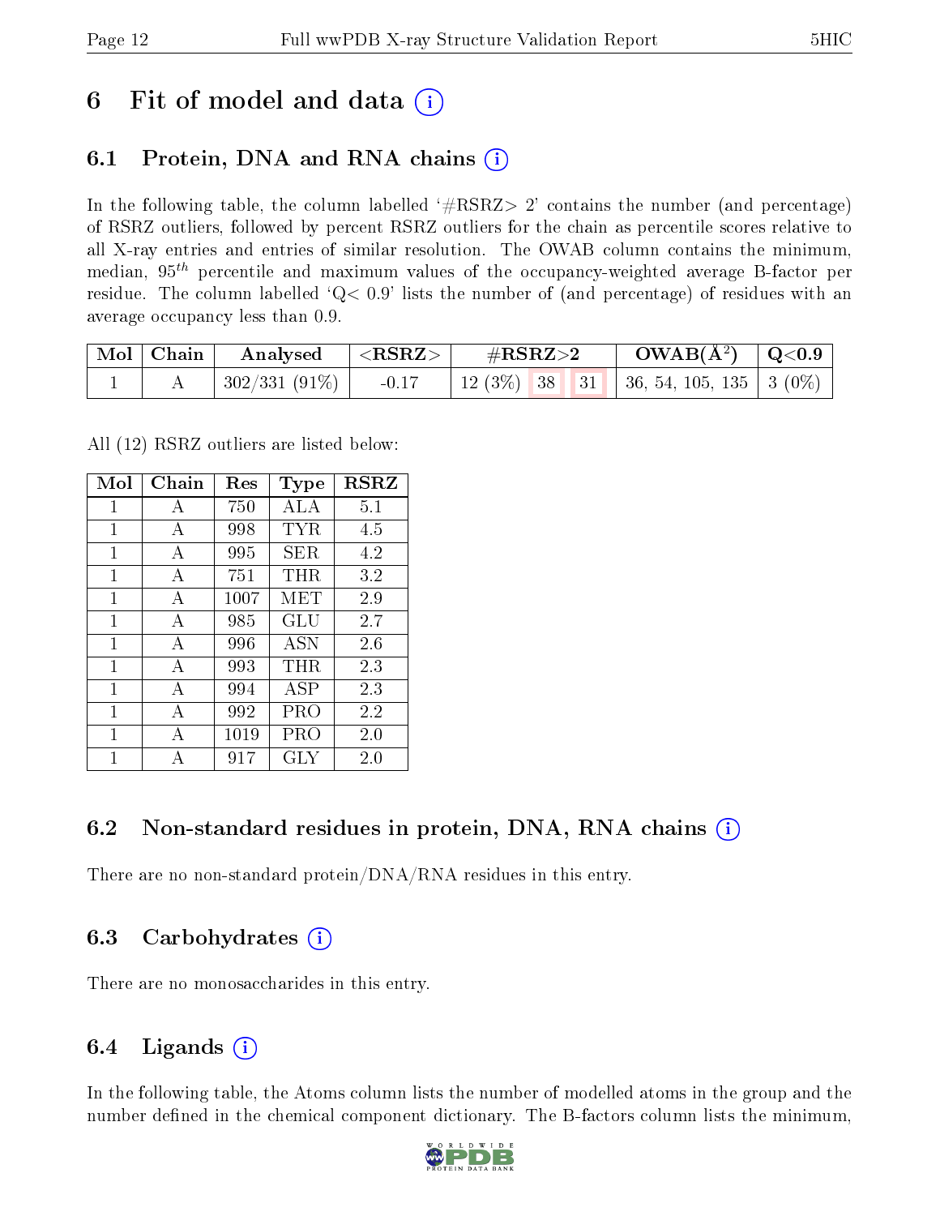# 6 Fit of model and data (i)

## 6.1 Protein, DNA and RNA chains (i)

In the following table, the column labelled '#RSRZ> 2' contains the number (and percentage) of RSRZ outliers, followed by percent RSRZ outliers for the chain as percentile scores relative to all X-ray entries and entries of similar resolution. The OWAB column contains the minimum, median, $95^{th}$ percentile and maximum values of the occupancy-weighted average B-factor per residue. The column labelled 'Q< 0.9' lists the number of (and percentage) of residues with an average occupancy less than 0.9.

| Mol | Chain | Analysed | <RSRZ> | #RSRZ>2 | | | OWAB(Å$^2$) | Q<0.9 |
|---|---|---|---|---|---|---|---|---|
| 1 | A | 302/331 (91%) | -0.17 | 12 (3%) | 38 | 31 | 36, 54, 105, 135 | 3 (0%) |

All (12) RSRZ outliers are listed below:

| Mol | Chain | Res | Type | RSRZ |
|---|---|---|---|---|
| 1 | A | 750 | ALA | 5.1 |
| 1 | A | 998 | TYR | 4.5 |
| 1 | A | 995 | SER | 4.2 |
| 1 | A | 751 | THR | 3.2 |
| 1 | A | 1007 | MET | 2.9 |
| 1 | A | 985 | GLU | 2.7 |
| 1 | A | 996 | ASN | 2.6 |
| 1 | A | 993 | THR | 2.3 |
| 1 | A | 994 | ASP | 2.3 |
| 1 | A | 992 | PRO | 2.2 |
| 1 | A | 1019 | PRO | 2.0 |
| 1 | A | 917 | GLY | 2.0 |

## 6.2 Non-standard residues in protein, DNA, RNA chains (i)

There are no non-standard protein/DNA/RNA residues in this entry.

## 6.3 Carbohydrates (i)

There are no monosaccharides in this entry.

## 6.4 Ligands (i)

In the following table, the Atoms column lists the number of modelled atoms in the group and the number defined in the chemical component dictionary. The B-factors column lists the minimum,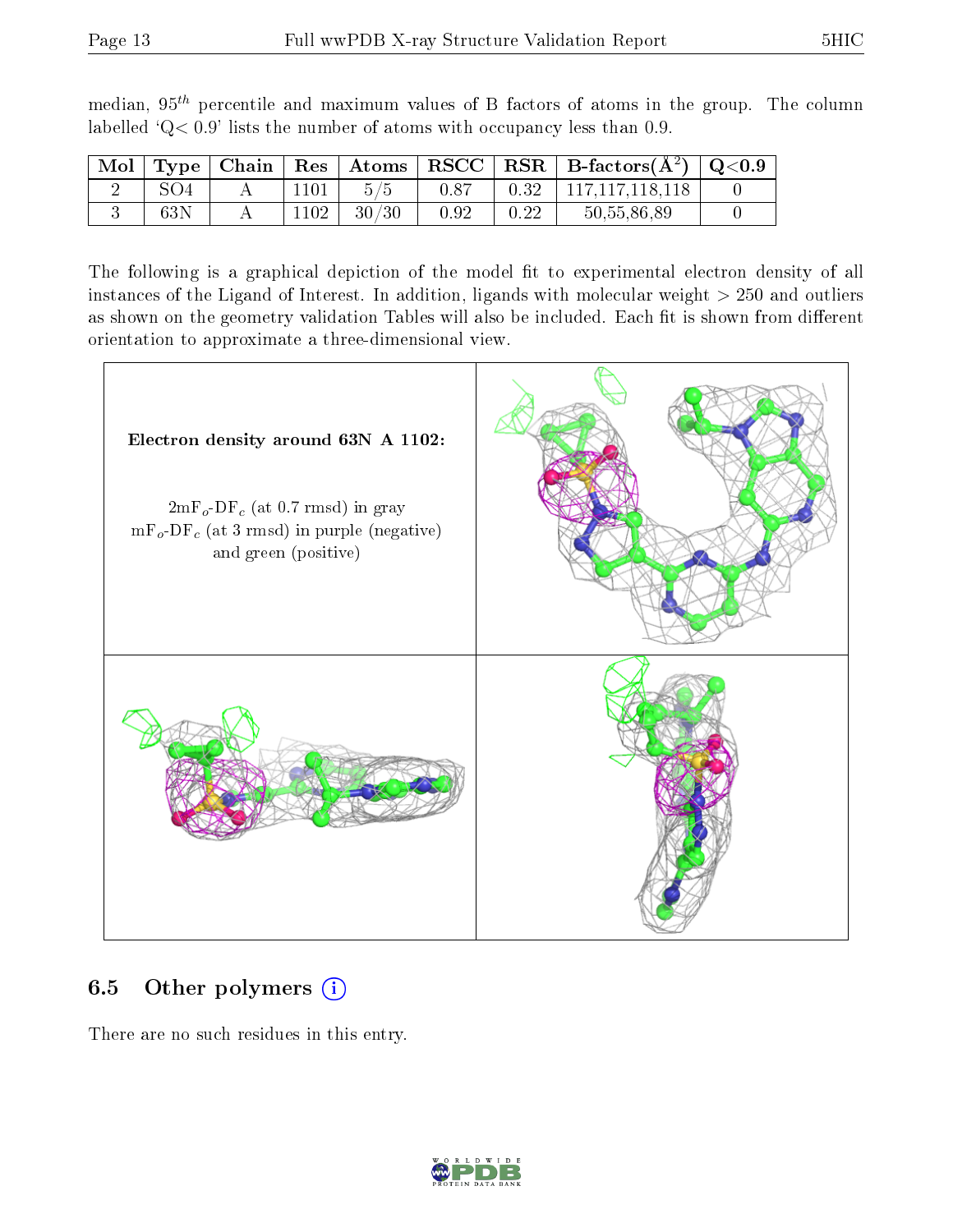median, $95^{th}$ percentile and maximum values of B factors of atoms in the group. The column labelled 'Q< 0.9' lists the number of atoms with occupancy less than 0.9.

| Mol | Type | Chain | Res | Atoms | RSCC | RSR | B-factors($Å^2$) | Q<0.9 |
|---|---|---|---|---|---|---|---|---|
| 2 | SO4 | A | 1101 | 5/5 | 0.87 | 0.32 | 117,117,118,118 | 0 |
| 3 | 63N | A | 1102 | 30/30 | 0.92 | 0.22 | 50,55,86,89 | 0 |

The following is a graphical depiction of the model fit to experimental electron density of all instances of the Ligand of Interest. In addition, ligands with molecular weight > 250 and outliers as shown on the geometry validation Tables will also be included. Each fit is shown from different orientation to approximate a three-dimensional view.

**Electron density around 63N A 1102:**

$2mF_o$-$DF_c$ (at 0.7 rmsd) in gray
$mF_o$-$DF_c$ (at 3 rmsd) in purple (negative) and green (positive)

## 6.5 Other polymers

There are no such residues in this entry.